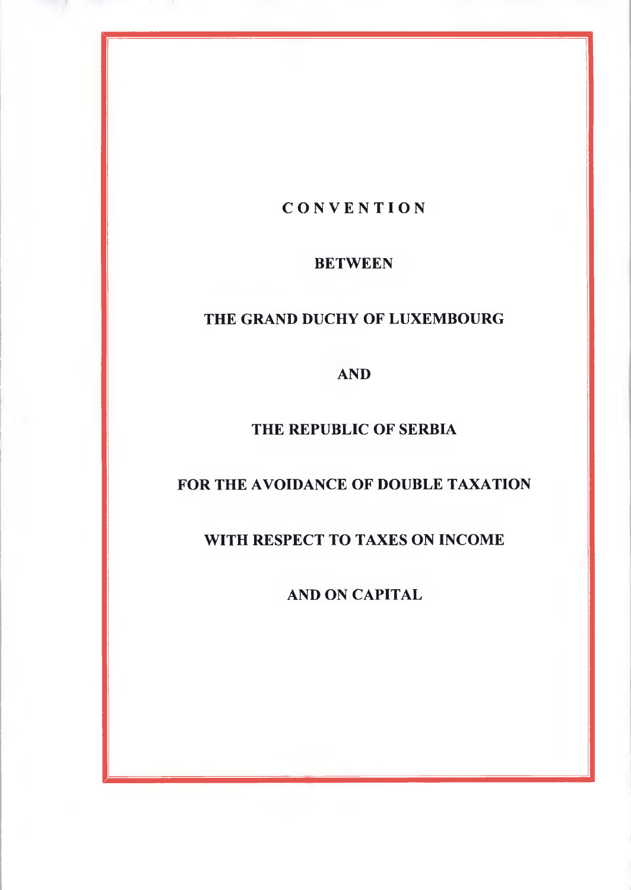# CONVENTION

## BETWEEN

## THE GRAND DUCHY OF LUXEMBOURG

## AND

## THE REPUBLIC OF SERBIA

## FOR THE AVOIDANCE OF DOUBLE TAXATION

## WITH RESPECT TO TAXES ON INCOME

## AND ON CAPITAL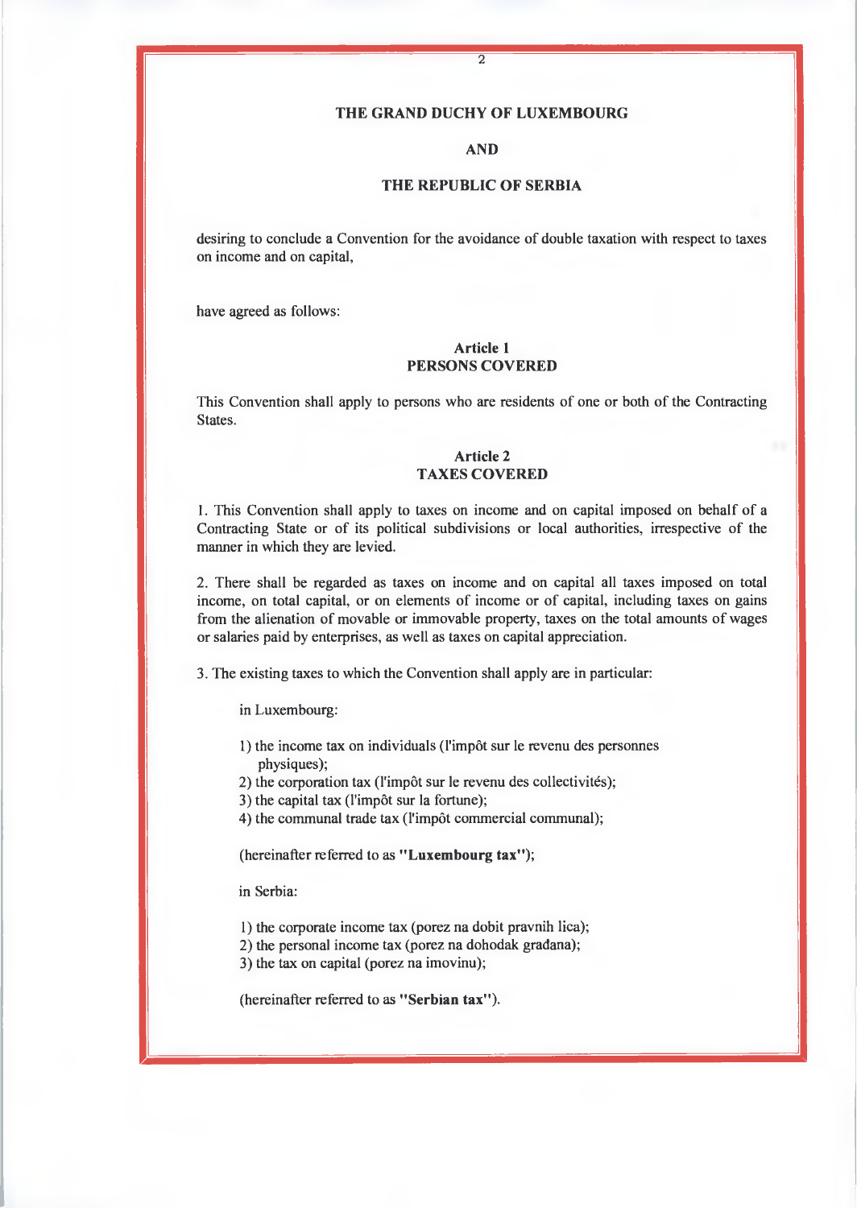**THE GRAND DUCHY OF LUXEMBOURG**

**AND**

**THE REPUBLIC OF SERBIA**

desiring to conclude a Convention for the avoidance of double taxation with respect to taxes on income and on capital,

have agreed as follows:

## Article 1
## PERSONS COVERED

This Convention shall apply to persons who are residents of one or both of the Contracting States.

## Article 2
## TAXES COVERED

1. This Convention shall apply to taxes on income and on capital imposed on behalf of a Contracting State or of its political subdivisions or local authorities, irrespective of the manner in which they are levied.

2. There shall be regarded as taxes on income and on capital all taxes imposed on total income, on total capital, or on elements of income or of capital, including taxes on gains from the alienation of movable or immovable property, taxes on the total amounts of wages or salaries paid by enterprises, as well as taxes on capital appreciation.

3. The existing taxes to which the Convention shall apply are in particular:

in Luxembourg:

1) the income tax on individuals (l'impôt sur le revenu des personnes physiques);
2) the corporation tax (l'impôt sur le revenu des collectivités);
3) the capital tax (l'impôt sur la fortune);
4) the communal trade tax (l'impôt commercial communal);

(hereinafter referred to as **"Luxembourg tax"**);

in Serbia:

1) the corporate income tax (porez na dobit pravnih lica);
2) the personal income tax (porez na dohodak građana);
3) the tax on capital (porez na imovinu);

(hereinafter referred to as **"Serbian tax"**).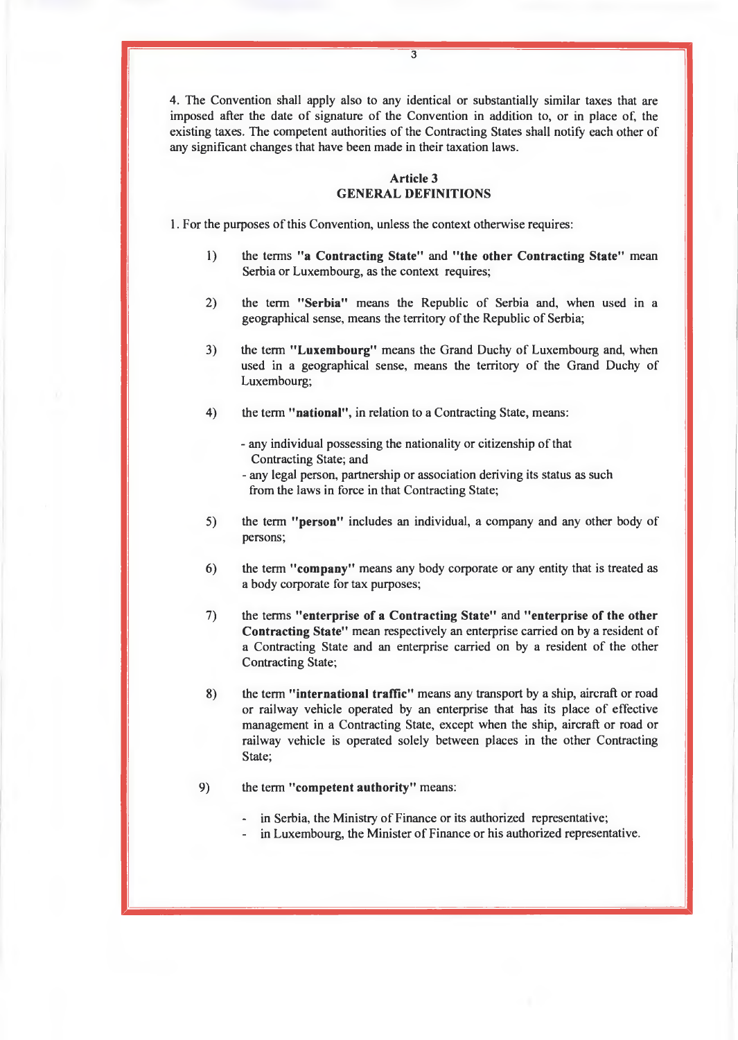4. The Convention shall apply also to any identical or substantially similar taxes that are imposed after the date of signature of the Convention in addition to, or in place of, the existing taxes. The competent authorities of the Contracting States shall notify each other of any significant changes that have been made in their taxation laws.

## Article 3
## GENERAL DEFINITIONS

1. For the purposes of this Convention, unless the context otherwise requires:

1) the terms **"a Contracting State"** and **"the other Contracting State"** mean Serbia or Luxembourg, as the context requires;

2) the term **"Serbia"** means the Republic of Serbia and, when used in a geographical sense, means the territory of the Republic of Serbia;

3) the term **"Luxembourg"** means the Grand Duchy of Luxembourg and, when used in a geographical sense, means the territory of the Grand Duchy of Luxembourg;

4) the term **"national"**, in relation to a Contracting State, means:

   - any individual possessing the nationality or citizenship of that Contracting State; and
   - any legal person, partnership or association deriving its status as such from the laws in force in that Contracting State;

5) the term **"person"** includes an individual, a company and any other body of persons;

6) the term **"company"** means any body corporate or any entity that is treated as a body corporate for tax purposes;

7) the terms **"enterprise of a Contracting State"** and **"enterprise of the other Contracting State"** mean respectively an enterprise carried on by a resident of a Contracting State and an enterprise carried on by a resident of the other Contracting State;

8) the term **"international traffic"** means any transport by a ship, aircraft or road or railway vehicle operated by an enterprise that has its place of effective management in a Contracting State, except when the ship, aircraft or road or railway vehicle is operated solely between places in the other Contracting State;

9) the term **"competent authority"** means:

   - in Serbia, the Ministry of Finance or its authorized representative;
   - in Luxembourg, the Minister of Finance or his authorized representative.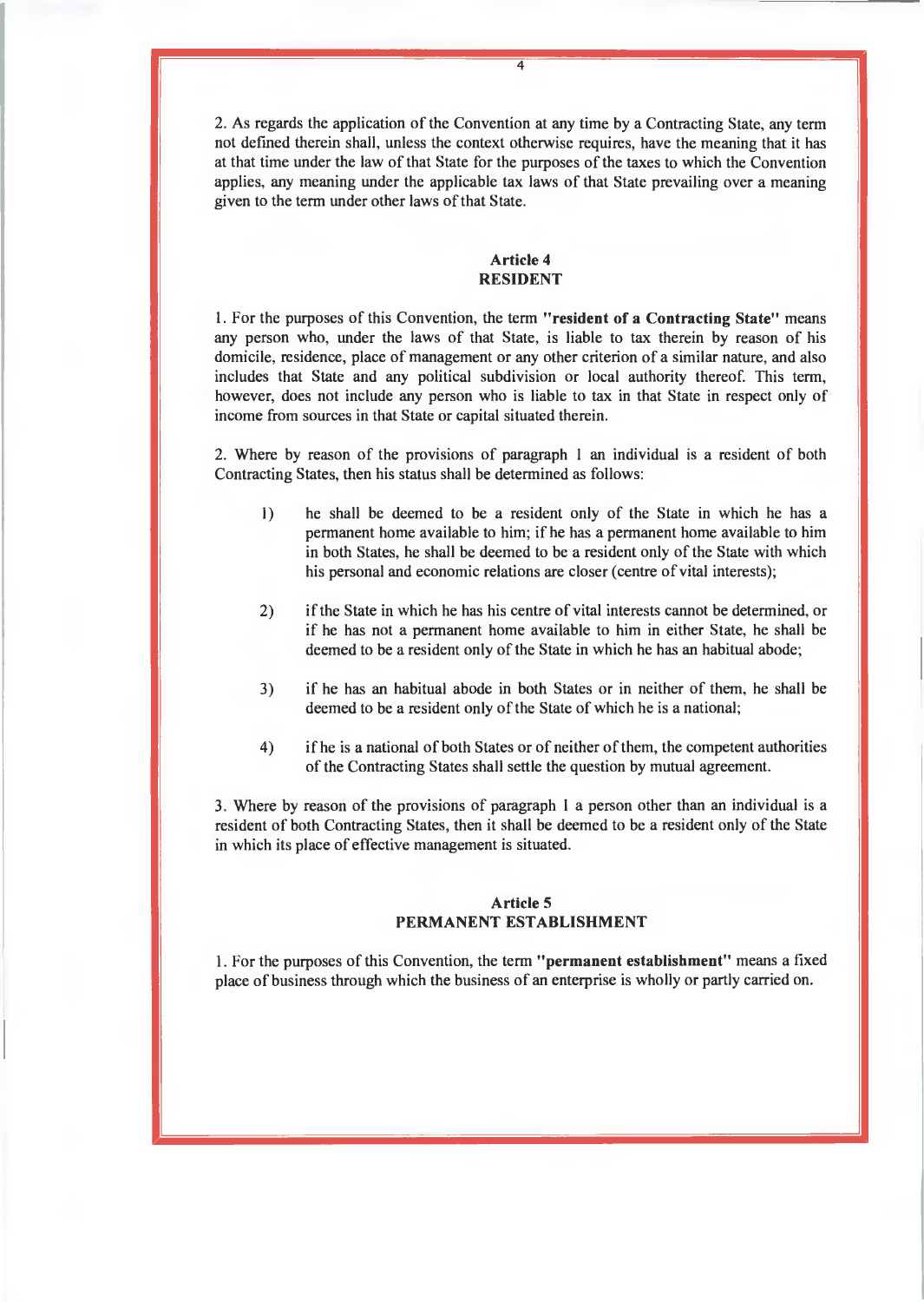2. As regards the application of the Convention at any time by a Contracting State, any term not defined therein shall, unless the context otherwise requires, have the meaning that it has at that time under the law of that State for the purposes of the taxes to which the Convention applies, any meaning under the applicable tax laws of that State prevailing over a meaning given to the term under other laws of that State.

## Article 4
## RESIDENT

1. For the purposes of this Convention, the term **"resident of a Contracting State"** means any person who, under the laws of that State, is liable to tax therein by reason of his domicile, residence, place of management or any other criterion of a similar nature, and also includes that State and any political subdivision or local authority thereof. This term, however, does not include any person who is liable to tax in that State in respect only of income from sources in that State or capital situated therein.

2. Where by reason of the provisions of paragraph 1 an individual is a resident of both Contracting States, then his status shall be determined as follows:

1) he shall be deemed to be a resident only of the State in which he has a permanent home available to him; if he has a permanent home available to him in both States, he shall be deemed to be a resident only of the State with which his personal and economic relations are closer (centre of vital interests);

2) if the State in which he has his centre of vital interests cannot be determined, or if he has not a permanent home available to him in either State, he shall be deemed to be a resident only of the State in which he has an habitual abode;

3) if he has an habitual abode in both States or in neither of them, he shall be deemed to be a resident only of the State of which he is a national;

4) if he is a national of both States or of neither of them, the competent authorities of the Contracting States shall settle the question by mutual agreement.

3. Where by reason of the provisions of paragraph 1 a person other than an individual is a resident of both Contracting States, then it shall be deemed to be a resident only of the State in which its place of effective management is situated.

## Article 5
## PERMANENT ESTABLISHMENT

1. For the purposes of this Convention, the term **"permanent establishment"** means a fixed place of business through which the business of an enterprise is wholly or partly carried on.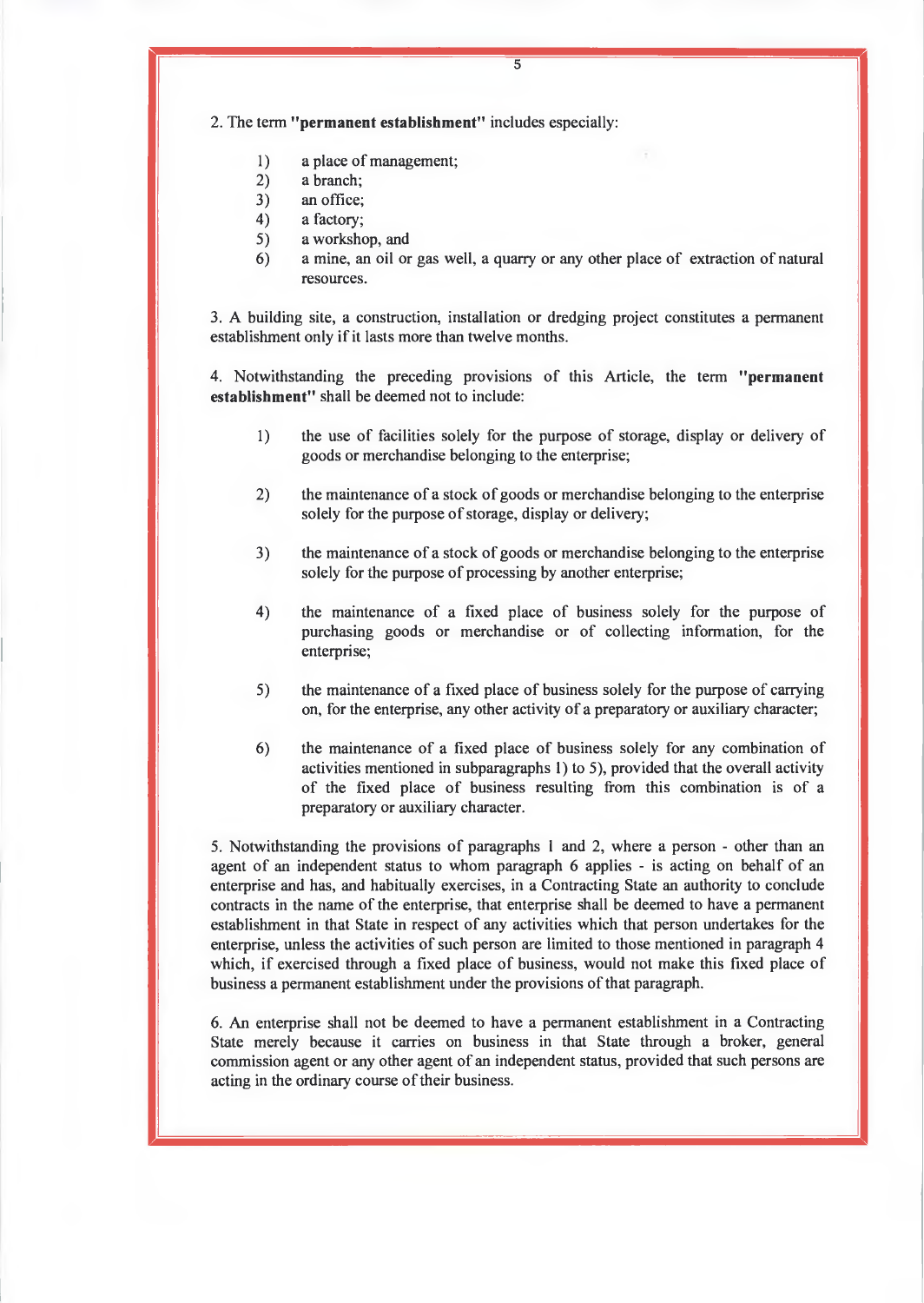2. The term **"permanent establishment"** includes especially:

1) a place of management;
2) a branch;
3) an office;
4) a factory;
5) a workshop, and
6) a mine, an oil or gas well, a quarry or any other place of extraction of natural resources.

3. A building site, a construction, installation or dredging project constitutes a permanent establishment only if it lasts more than twelve months.

4. Notwithstanding the preceding provisions of this Article, the term **"permanent establishment"** shall be deemed not to include:

1) the use of facilities solely for the purpose of storage, display or delivery of goods or merchandise belonging to the enterprise;

2) the maintenance of a stock of goods or merchandise belonging to the enterprise solely for the purpose of storage, display or delivery;

3) the maintenance of a stock of goods or merchandise belonging to the enterprise solely for the purpose of processing by another enterprise;

4) the maintenance of a fixed place of business solely for the purpose of purchasing goods or merchandise or of collecting information, for the enterprise;

5) the maintenance of a fixed place of business solely for the purpose of carrying on, for the enterprise, any other activity of a preparatory or auxiliary character;

6) the maintenance of a fixed place of business solely for any combination of activities mentioned in subparagraphs 1) to 5), provided that the overall activity of the fixed place of business resulting from this combination is of a preparatory or auxiliary character.

5. Notwithstanding the provisions of paragraphs 1 and 2, where a person - other than an agent of an independent status to whom paragraph 6 applies - is acting on behalf of an enterprise and has, and habitually exercises, in a Contracting State an authority to conclude contracts in the name of the enterprise, that enterprise shall be deemed to have a permanent establishment in that State in respect of any activities which that person undertakes for the enterprise, unless the activities of such person are limited to those mentioned in paragraph 4 which, if exercised through a fixed place of business, would not make this fixed place of business a permanent establishment under the provisions of that paragraph.

6. An enterprise shall not be deemed to have a permanent establishment in a Contracting State merely because it carries on business in that State through a broker, general commission agent or any other agent of an independent status, provided that such persons are acting in the ordinary course of their business.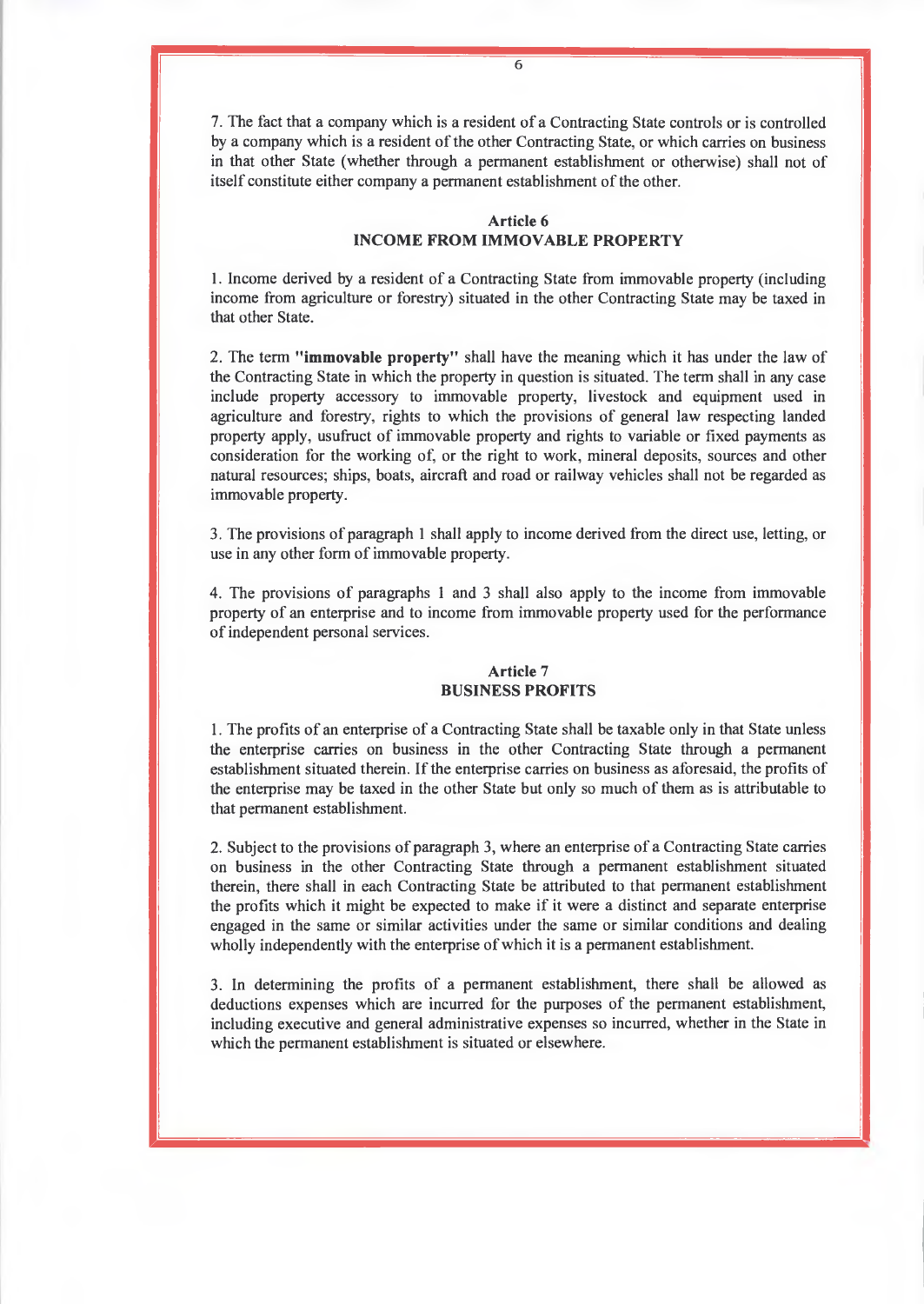7. The fact that a company which is a resident of a Contracting State controls or is controlled by a company which is a resident of the other Contracting State, or which carries on business in that other State (whether through a permanent establishment or otherwise) shall not of itself constitute either company a permanent establishment of the other.

## Article 6
## INCOME FROM IMMOVABLE PROPERTY

1. Income derived by a resident of a Contracting State from immovable property (including income from agriculture or forestry) situated in the other Contracting State may be taxed in that other State.

2. The term **"immovable property"** shall have the meaning which it has under the law of the Contracting State in which the property in question is situated. The term shall in any case include property accessory to immovable property, livestock and equipment used in agriculture and forestry, rights to which the provisions of general law respecting landed property apply, usufruct of immovable property and rights to variable or fixed payments as consideration for the working of, or the right to work, mineral deposits, sources and other natural resources; ships, boats, aircraft and road or railway vehicles shall not be regarded as immovable property.

3. The provisions of paragraph 1 shall apply to income derived from the direct use, letting, or use in any other form of immovable property.

4. The provisions of paragraphs 1 and 3 shall also apply to the income from immovable property of an enterprise and to income from immovable property used for the performance of independent personal services.

## Article 7
## BUSINESS PROFITS

1. The profits of an enterprise of a Contracting State shall be taxable only in that State unless the enterprise carries on business in the other Contracting State through a permanent establishment situated therein. If the enterprise carries on business as aforesaid, the profits of the enterprise may be taxed in the other State but only so much of them as is attributable to that permanent establishment.

2. Subject to the provisions of paragraph 3, where an enterprise of a Contracting State carries on business in the other Contracting State through a permanent establishment situated therein, there shall in each Contracting State be attributed to that permanent establishment the profits which it might be expected to make if it were a distinct and separate enterprise engaged in the same or similar activities under the same or similar conditions and dealing wholly independently with the enterprise of which it is a permanent establishment.

3. In determining the profits of a permanent establishment, there shall be allowed as deductions expenses which are incurred for the purposes of the permanent establishment, including executive and general administrative expenses so incurred, whether in the State in which the permanent establishment is situated or elsewhere.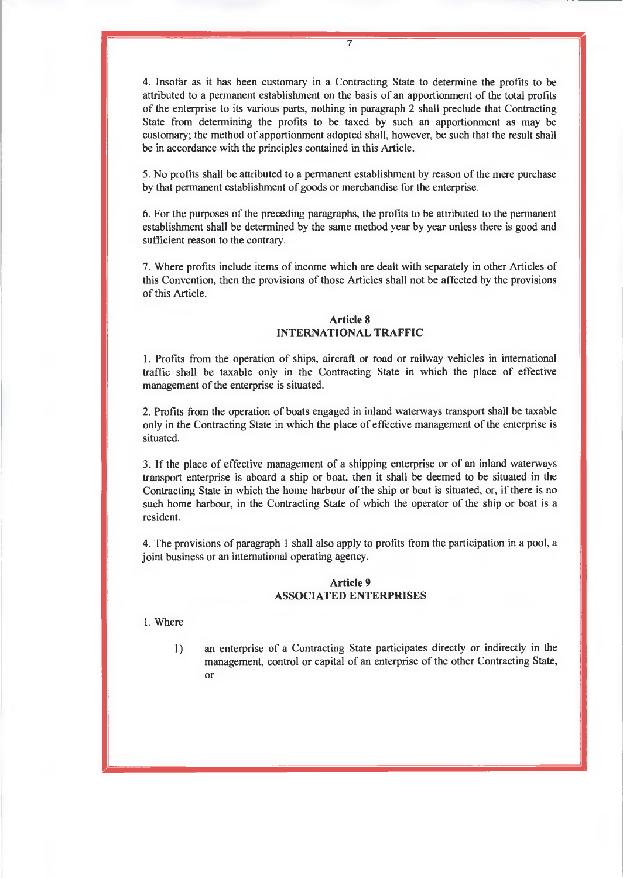4. Insofar as it has been customary in a Contracting State to determine the profits to be attributed to a permanent establishment on the basis of an apportionment of the total profits of the enterprise to its various parts, nothing in paragraph 2 shall preclude that Contracting State from determining the profits to be taxed by such an apportionment as may be customary; the method of apportionment adopted shall, however, be such that the result shall be in accordance with the principles contained in this Article.

5. No profits shall be attributed to a permanent establishment by reason of the mere purchase by that permanent establishment of goods or merchandise for the enterprise.

6. For the purposes of the preceding paragraphs, the profits to be attributed to the permanent establishment shall be determined by the same method year by year unless there is good and sufficient reason to the contrary.

7. Where profits include items of income which are dealt with separately in other Articles of this Convention, then the provisions of those Articles shall not be affected by the provisions of this Article.

## Article 8
## INTERNATIONAL TRAFFIC

1. Profits from the operation of ships, aircraft or road or railway vehicles in international traffic shall be taxable only in the Contracting State in which the place of effective management of the enterprise is situated.

2. Profits from the operation of boats engaged in inland waterways transport shall be taxable only in the Contracting State in which the place of effective management of the enterprise is situated.

3. If the place of effective management of a shipping enterprise or of an inland waterways transport enterprise is aboard a ship or boat, then it shall be deemed to be situated in the Contracting State in which the home harbour of the ship or boat is situated, or, if there is no such home harbour, in the Contracting State of which the operator of the ship or boat is a resident.

4. The provisions of paragraph 1 shall also apply to profits from the participation in a pool, a joint business or an international operating agency.

## Article 9
## ASSOCIATED ENTERPRISES

1. Where

1) an enterprise of a Contracting State participates directly or indirectly in the management, control or capital of an enterprise of the other Contracting State, or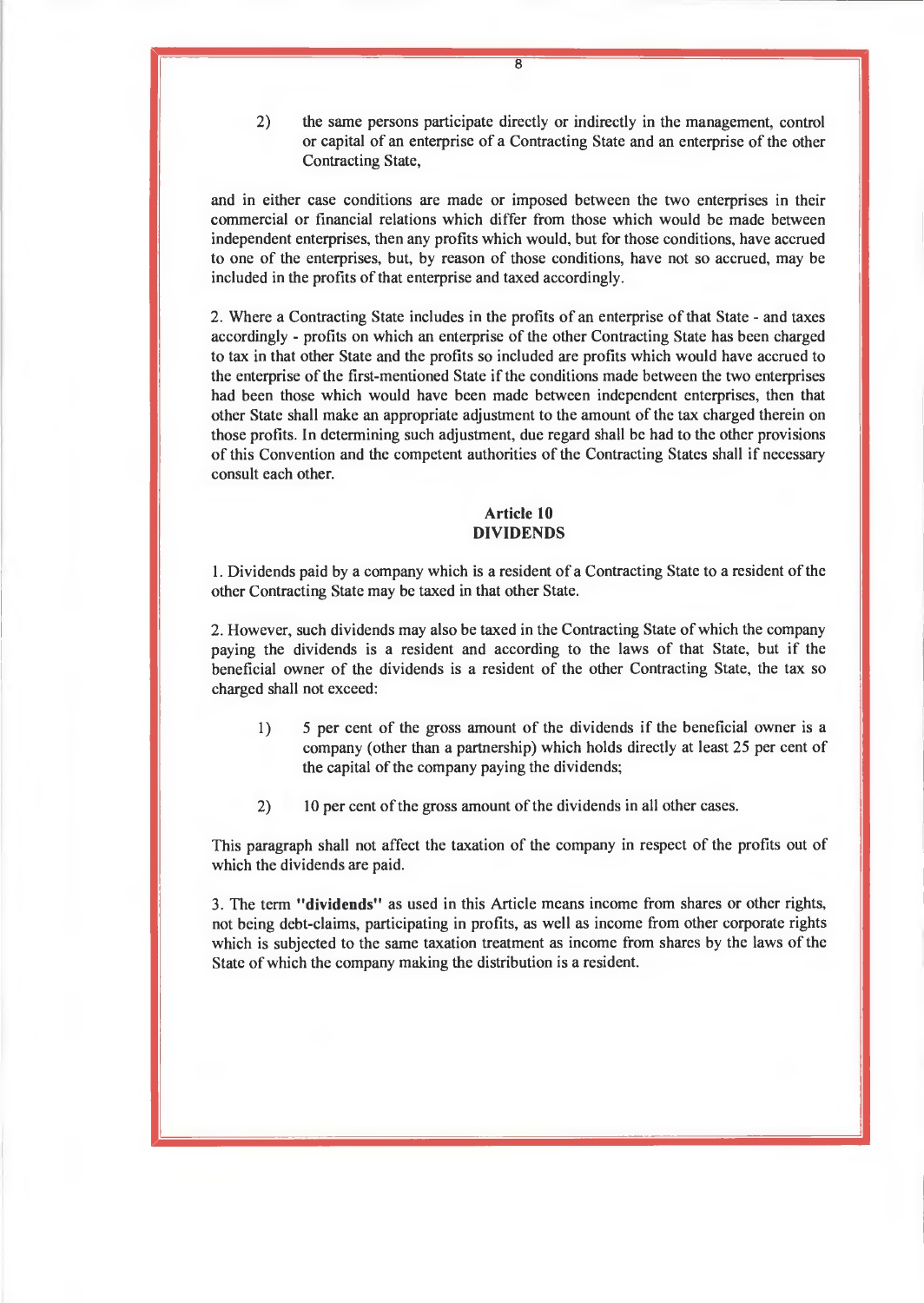2) the same persons participate directly or indirectly in the management, control or capital of an enterprise of a Contracting State and an enterprise of the other Contracting State,

and in either case conditions are made or imposed between the two enterprises in their commercial or financial relations which differ from those which would be made between independent enterprises, then any profits which would, but for those conditions, have accrued to one of the enterprises, but, by reason of those conditions, have not so accrued, may be included in the profits of that enterprise and taxed accordingly.

2. Where a Contracting State includes in the profits of an enterprise of that State - and taxes accordingly - profits on which an enterprise of the other Contracting State has been charged to tax in that other State and the profits so included are profits which would have accrued to the enterprise of the first-mentioned State if the conditions made between the two enterprises had been those which would have been made between independent enterprises, then that other State shall make an appropriate adjustment to the amount of the tax charged therein on those profits. In determining such adjustment, due regard shall be had to the other provisions of this Convention and the competent authorities of the Contracting States shall if necessary consult each other.

## Article 10
## DIVIDENDS

1. Dividends paid by a company which is a resident of a Contracting State to a resident of the other Contracting State may be taxed in that other State.

2. However, such dividends may also be taxed in the Contracting State of which the company paying the dividends is a resident and according to the laws of that State, but if the beneficial owner of the dividends is a resident of the other Contracting State, the tax so charged shall not exceed:

1) 5 per cent of the gross amount of the dividends if the beneficial owner is a company (other than a partnership) which holds directly at least 25 per cent of the capital of the company paying the dividends;

2) 10 per cent of the gross amount of the dividends in all other cases.

This paragraph shall not affect the taxation of the company in respect of the profits out of which the dividends are paid.

3. The term **"dividends"** as used in this Article means income from shares or other rights, not being debt-claims, participating in profits, as well as income from other corporate rights which is subjected to the same taxation treatment as income from shares by the laws of the State of which the company making the distribution is a resident.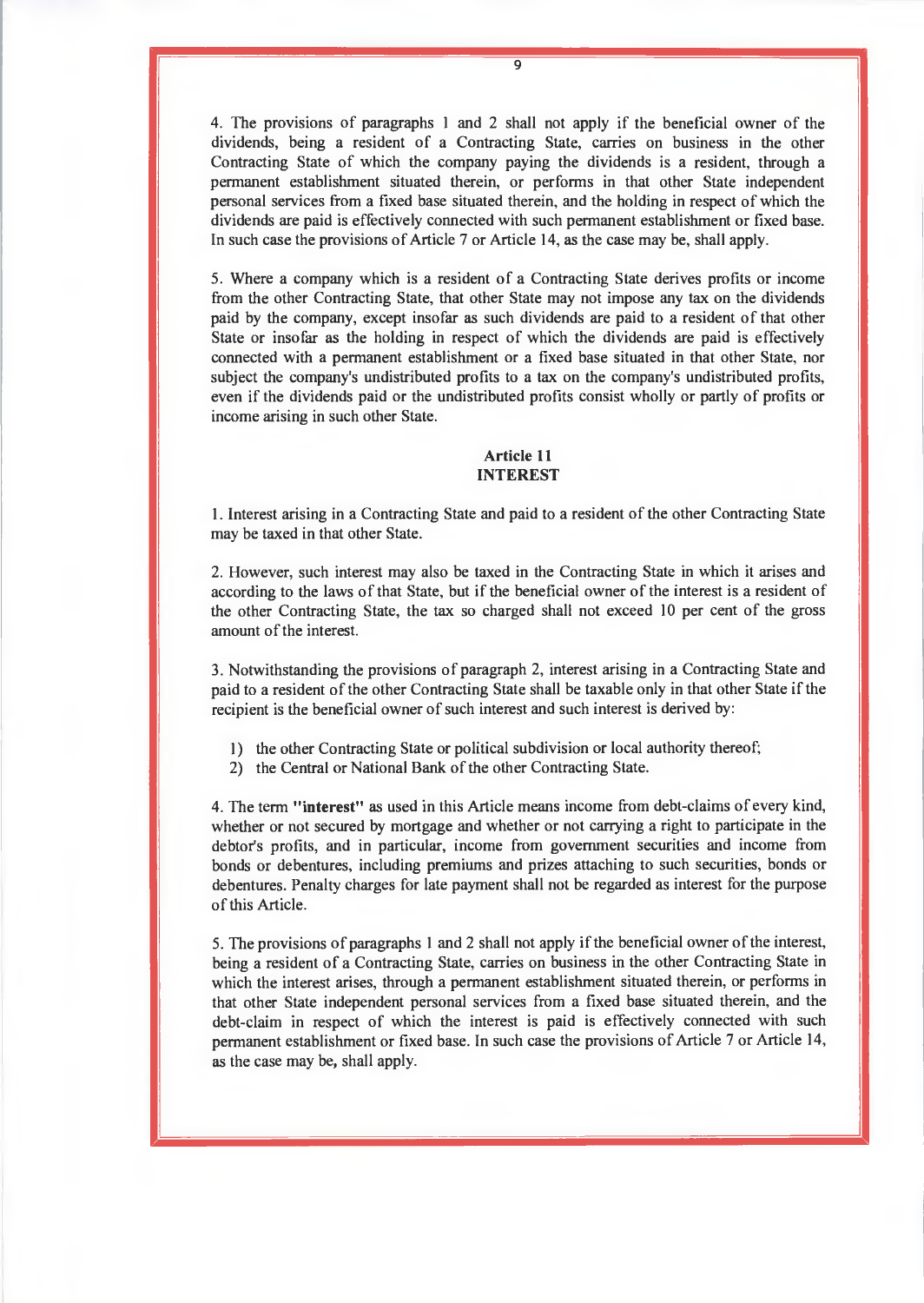4. The provisions of paragraphs 1 and 2 shall not apply if the beneficial owner of the dividends, being a resident of a Contracting State, carries on business in the other Contracting State of which the company paying the dividends is a resident, through a permanent establishment situated therein, or performs in that other State independent personal services from a fixed base situated therein, and the holding in respect of which the dividends are paid is effectively connected with such permanent establishment or fixed base. In such case the provisions of Article 7 or Article 14, as the case may be, shall apply.

5. Where a company which is a resident of a Contracting State derives profits or income from the other Contracting State, that other State may not impose any tax on the dividends paid by the company, except insofar as such dividends are paid to a resident of that other State or insofar as the holding in respect of which the dividends are paid is effectively connected with a permanent establishment or a fixed base situated in that other State, nor subject the company's undistributed profits to a tax on the company's undistributed profits, even if the dividends paid or the undistributed profits consist wholly or partly of profits or income arising in such other State.

## Article 11
## INTEREST

1. Interest arising in a Contracting State and paid to a resident of the other Contracting State may be taxed in that other State.

2. However, such interest may also be taxed in the Contracting State in which it arises and according to the laws of that State, but if the beneficial owner of the interest is a resident of the other Contracting State, the tax so charged shall not exceed 10 per cent of the gross amount of the interest.

3. Notwithstanding the provisions of paragraph 2, interest arising in a Contracting State and paid to a resident of the other Contracting State shall be taxable only in that other State if the recipient is the beneficial owner of such interest and such interest is derived by:

1) the other Contracting State or political subdivision or local authority thereof;
2) the Central or National Bank of the other Contracting State.

4. The term **"interest"** as used in this Article means income from debt-claims of every kind, whether or not secured by mortgage and whether or not carrying a right to participate in the debtor's profits, and in particular, income from government securities and income from bonds or debentures, including premiums and prizes attaching to such securities, bonds or debentures. Penalty charges for late payment shall not be regarded as interest for the purpose of this Article.

5. The provisions of paragraphs 1 and 2 shall not apply if the beneficial owner of the interest, being a resident of a Contracting State, carries on business in the other Contracting State in which the interest arises, through a permanent establishment situated therein, or performs in that other State independent personal services from a fixed base situated therein, and the debt-claim in respect of which the interest is paid is effectively connected with such permanent establishment or fixed base. In such case the provisions of Article 7 or Article 14, as the case may be, shall apply.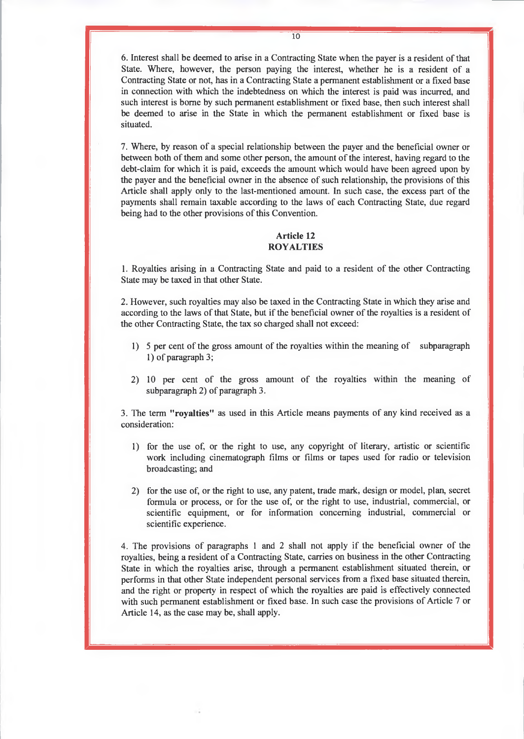6. Interest shall be deemed to arise in a Contracting State when the payer is a resident of that State. Where, however, the person paying the interest, whether he is a resident of a Contracting State or not, has in a Contracting State a permanent establishment or a fixed base in connection with which the indebtedness on which the interest is paid was incurred, and such interest is borne by such permanent establishment or fixed base, then such interest shall be deemed to arise in the State in which the permanent establishment or fixed base is situated.

7. Where, by reason of a special relationship between the payer and the beneficial owner or between both of them and some other person, the amount of the interest, having regard to the debt-claim for which it is paid, exceeds the amount which would have been agreed upon by the payer and the beneficial owner in the absence of such relationship, the provisions of this Article shall apply only to the last-mentioned amount. In such case, the excess part of the payments shall remain taxable according to the laws of each Contracting State, due regard being had to the other provisions of this Convention.

## Article 12
## ROYALTIES

1. Royalties arising in a Contracting State and paid to a resident of the other Contracting State may be taxed in that other State.

2. However, such royalties may also be taxed in the Contracting State in which they arise and according to the laws of that State, but if the beneficial owner of the royalties is a resident of the other Contracting State, the tax so charged shall not exceed:

1) 5 per cent of the gross amount of the royalties within the meaning of subparagraph 1) of paragraph 3;

2) 10 per cent of the gross amount of the royalties within the meaning of subparagraph 2) of paragraph 3.

3. The term **"royalties"** as used in this Article means payments of any kind received as a consideration:

1) for the use of, or the right to use, any copyright of literary, artistic or scientific work including cinematograph films or films or tapes used for radio or television broadcasting; and

2) for the use of, or the right to use, any patent, trade mark, design or model, plan, secret formula or process, or for the use of, or the right to use, industrial, commercial, or scientific equipment, or for information concerning industrial, commercial or scientific experience.

4. The provisions of paragraphs 1 and 2 shall not apply if the beneficial owner of the royalties, being a resident of a Contracting State, carries on business in the other Contracting State in which the royalties arise, through a permanent establishment situated therein, or performs in that other State independent personal services from a fixed base situated therein, and the right or property in respect of which the royalties are paid is effectively connected with such permanent establishment or fixed base. In such case the provisions of Article 7 or Article 14, as the case may be, shall apply.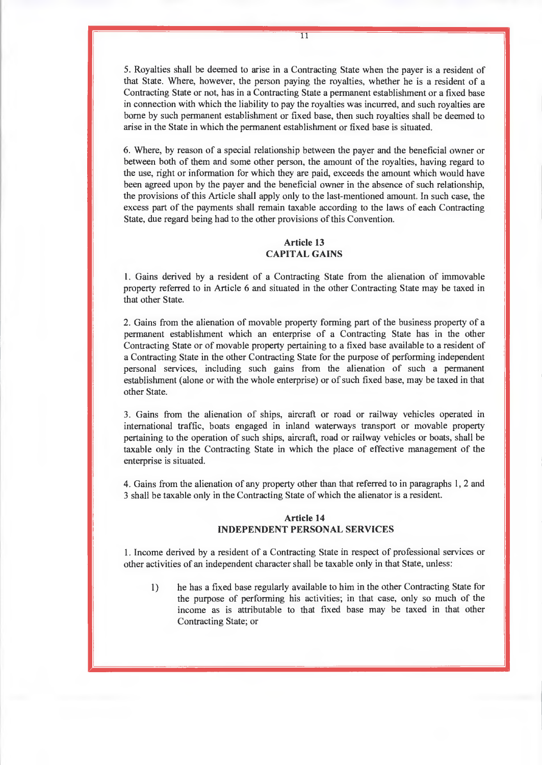5. Royalties shall be deemed to arise in a Contracting State when the payer is a resident of that State. Where, however, the person paying the royalties, whether he is a resident of a Contracting State or not, has in a Contracting State a permanent establishment or a fixed base in connection with which the liability to pay the royalties was incurred, and such royalties are borne by such permanent establishment or fixed base, then such royalties shall be deemed to arise in the State in which the permanent establishment or fixed base is situated.

6. Where, by reason of a special relationship between the payer and the beneficial owner or between both of them and some other person, the amount of the royalties, having regard to the use, right or information for which they are paid, exceeds the amount which would have been agreed upon by the payer and the beneficial owner in the absence of such relationship, the provisions of this Article shall apply only to the last-mentioned amount. In such case, the excess part of the payments shall remain taxable according to the laws of each Contracting State, due regard being had to the other provisions of this Convention.

## Article 13
## CAPITAL GAINS

1. Gains derived by a resident of a Contracting State from the alienation of immovable property referred to in Article 6 and situated in the other Contracting State may be taxed in that other State.

2. Gains from the alienation of movable property forming part of the business property of a permanent establishment which an enterprise of a Contracting State has in the other Contracting State or of movable property pertaining to a fixed base available to a resident of a Contracting State in the other Contracting State for the purpose of performing independent personal services, including such gains from the alienation of such a permanent establishment (alone or with the whole enterprise) or of such fixed base, may be taxed in that other State.

3. Gains from the alienation of ships, aircraft or road or railway vehicles operated in international traffic, boats engaged in inland waterways transport or movable property pertaining to the operation of such ships, aircraft, road or railway vehicles or boats, shall be taxable only in the Contracting State in which the place of effective management of the enterprise is situated.

4. Gains from the alienation of any property other than that referred to in paragraphs 1, 2 and 3 shall be taxable only in the Contracting State of which the alienator is a resident.

## Article 14
## INDEPENDENT PERSONAL SERVICES

1. Income derived by a resident of a Contracting State in respect of professional services or other activities of an independent character shall be taxable only in that State, unless:

1) he has a fixed base regularly available to him in the other Contracting State for the purpose of performing his activities; in that case, only so much of the income as is attributable to that fixed base may be taxed in that other Contracting State; or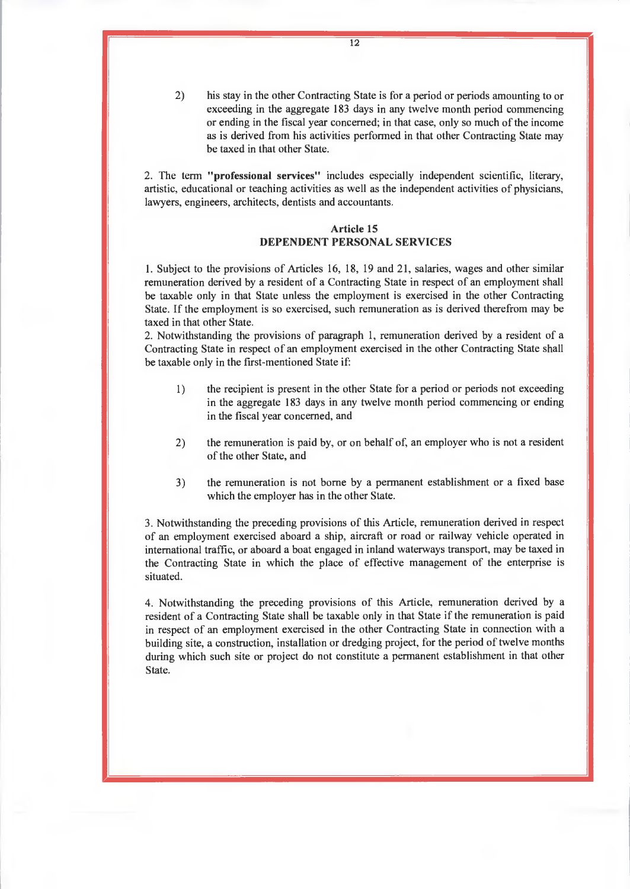2) his stay in the other Contracting State is for a period or periods amounting to or exceeding in the aggregate 183 days in any twelve month period commencing or ending in the fiscal year concerned; in that case, only so much of the income as is derived from his activities performed in that other Contracting State may be taxed in that other State.

2. The term **"professional services"** includes especially independent scientific, literary, artistic, educational or teaching activities as well as the independent activities of physicians, lawyers, engineers, architects, dentists and accountants.

### Article 15
### DEPENDENT PERSONAL SERVICES

1. Subject to the provisions of Articles 16, 18, 19 and 21, salaries, wages and other similar remuneration derived by a resident of a Contracting State in respect of an employment shall be taxable only in that State unless the employment is exercised in the other Contracting State. If the employment is so exercised, such remuneration as is derived therefrom may be taxed in that other State.

2. Notwithstanding the provisions of paragraph 1, remuneration derived by a resident of a Contracting State in respect of an employment exercised in the other Contracting State shall be taxable only in the first-mentioned State if:

1) the recipient is present in the other State for a period or periods not exceeding in the aggregate 183 days in any twelve month period commencing or ending in the fiscal year concerned, and

2) the remuneration is paid by, or on behalf of, an employer who is not a resident of the other State, and

3) the remuneration is not borne by a permanent establishment or a fixed base which the employer has in the other State.

3. Notwithstanding the preceding provisions of this Article, remuneration derived in respect of an employment exercised aboard a ship, aircraft or road or railway vehicle operated in international traffic, or aboard a boat engaged in inland waterways transport, may be taxed in the Contracting State in which the place of effective management of the enterprise is situated.

4. Notwithstanding the preceding provisions of this Article, remuneration derived by a resident of a Contracting State shall be taxable only in that State if the remuneration is paid in respect of an employment exercised in the other Contracting State in connection with a building site, a construction, installation or dredging project, for the period of twelve months during which such site or project do not constitute a permanent establishment in that other State.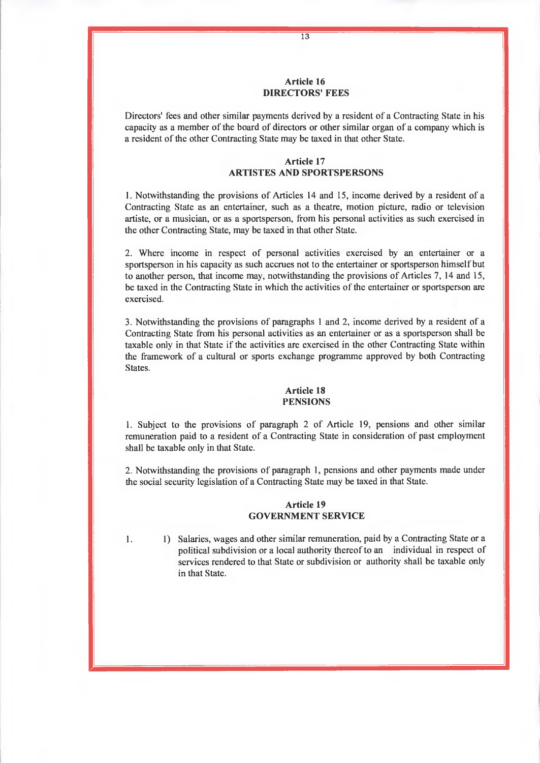## Article 16
## DIRECTORS' FEES

Directors' fees and other similar payments derived by a resident of a Contracting State in his capacity as a member of the board of directors or other similar organ of a company which is a resident of the other Contracting State may be taxed in that other State.

## Article 17
## ARTISTES AND SPORTSPERSONS

1. Notwithstanding the provisions of Articles 14 and 15, income derived by a resident of a Contracting State as an entertainer, such as a theatre, motion picture, radio or television artiste, or a musician, or as a sportsperson, from his personal activities as such exercised in the other Contracting State, may be taxed in that other State.

2. Where income in respect of personal activities exercised by an entertainer or a sportsperson in his capacity as such accrues not to the entertainer or sportsperson himself but to another person, that income may, notwithstanding the provisions of Articles 7, 14 and 15, be taxed in the Contracting State in which the activities of the entertainer or sportsperson are exercised.

3. Notwithstanding the provisions of paragraphs 1 and 2, income derived by a resident of a Contracting State from his personal activities as an entertainer or as a sportsperson shall be taxable only in that State if the activities are exercised in the other Contracting State within the framework of a cultural or sports exchange programme approved by both Contracting States.

## Article 18
## PENSIONS

1. Subject to the provisions of paragraph 2 of Article 19, pensions and other similar remuneration paid to a resident of a Contracting State in consideration of past employment shall be taxable only in that State.

2. Notwithstanding the provisions of paragraph 1, pensions and other payments made under the social security legislation of a Contracting State may be taxed in that State.

## Article 19
## GOVERNMENT SERVICE

1. 1) Salaries, wages and other similar remuneration, paid by a Contracting State or a political subdivision or a local authority thereof to an individual in respect of services rendered to that State or subdivision or authority shall be taxable only in that State.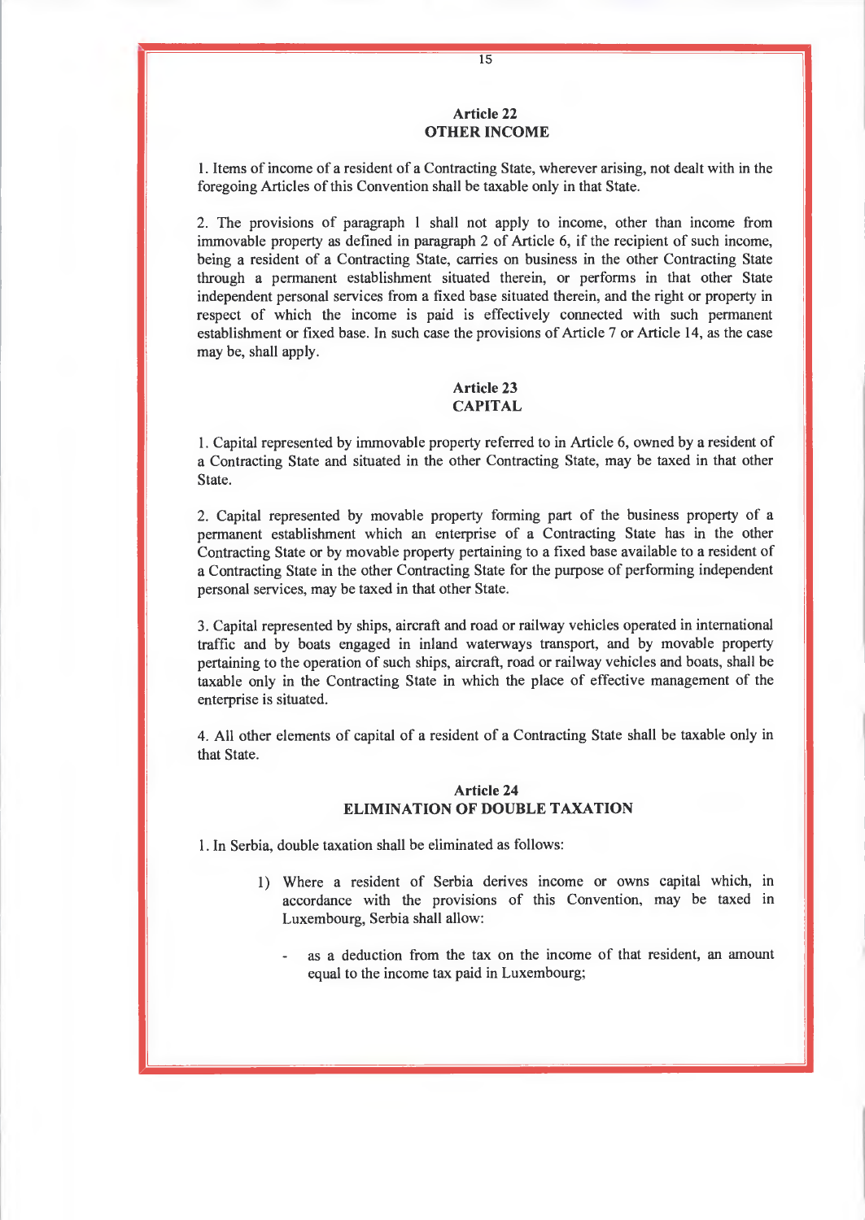## Article 22
## OTHER INCOME

1. Items of income of a resident of a Contracting State, wherever arising, not dealt with in the foregoing Articles of this Convention shall be taxable only in that State.

2. The provisions of paragraph 1 shall not apply to income, other than income from immovable property as defined in paragraph 2 of Article 6, if the recipient of such income, being a resident of a Contracting State, carries on business in the other Contracting State through a permanent establishment situated therein, or performs in that other State independent personal services from a fixed base situated therein, and the right or property in respect of which the income is paid is effectively connected with such permanent establishment or fixed base. In such case the provisions of Article 7 or Article 14, as the case may be, shall apply.

## Article 23
## CAPITAL

1. Capital represented by immovable property referred to in Article 6, owned by a resident of a Contracting State and situated in the other Contracting State, may be taxed in that other State.

2. Capital represented by movable property forming part of the business property of a permanent establishment which an enterprise of a Contracting State has in the other Contracting State or by movable property pertaining to a fixed base available to a resident of a Contracting State in the other Contracting State for the purpose of performing independent personal services, may be taxed in that other State.

3. Capital represented by ships, aircraft and road or railway vehicles operated in international traffic and by boats engaged in inland waterways transport, and by movable property pertaining to the operation of such ships, aircraft, road or railway vehicles and boats, shall be taxable only in the Contracting State in which the place of effective management of the enterprise is situated.

4. All other elements of capital of a resident of a Contracting State shall be taxable only in that State.

## Article 24
## ELIMINATION OF DOUBLE TAXATION

1. In Serbia, double taxation shall be eliminated as follows:

1) Where a resident of Serbia derives income or owns capital which, in accordance with the provisions of this Convention, may be taxed in Luxembourg, Serbia shall allow:

   - as a deduction from the tax on the income of that resident, an amount equal to the income tax paid in Luxembourg;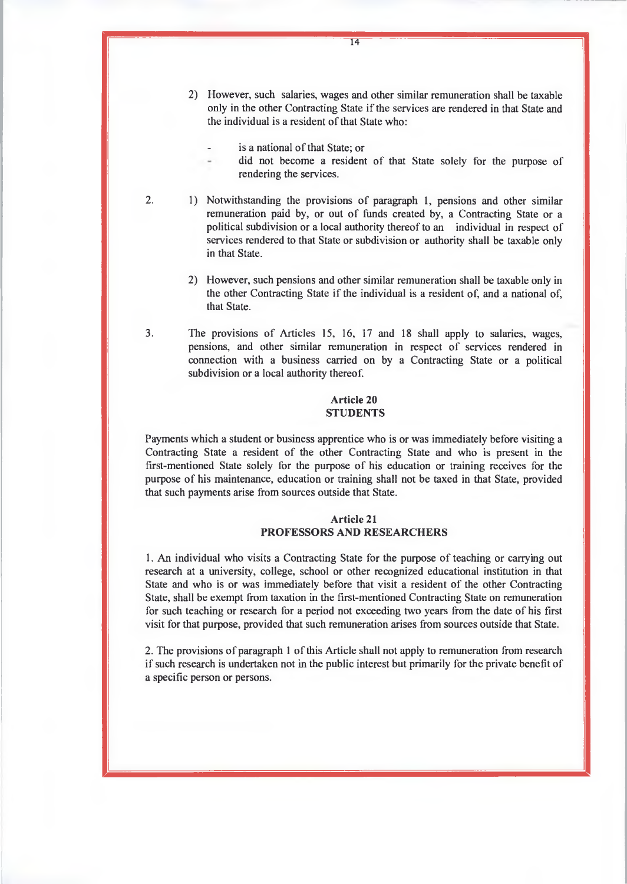2) However, such salaries, wages and other similar remuneration shall be taxable only in the other Contracting State if the services are rendered in that State and the individual is a resident of that State who:

- is a national of that State; or
- did not become a resident of that State solely for the purpose of rendering the services.

2. 1) Notwithstanding the provisions of paragraph 1, pensions and other similar remuneration paid by, or out of funds created by, a Contracting State or a political subdivision or a local authority thereof to an individual in respect of services rendered to that State or subdivision or authority shall be taxable only in that State.

   2) However, such pensions and other similar remuneration shall be taxable only in the other Contracting State if the individual is a resident of, and a national of, that State.

3. The provisions of Articles 15, 16, 17 and 18 shall apply to salaries, wages, pensions, and other similar remuneration in respect of services rendered in connection with a business carried on by a Contracting State or a political subdivision or a local authority thereof.

## Article 20
## STUDENTS

Payments which a student or business apprentice who is or was immediately before visiting a Contracting State a resident of the other Contracting State and who is present in the first-mentioned State solely for the purpose of his education or training receives for the purpose of his maintenance, education or training shall not be taxed in that State, provided that such payments arise from sources outside that State.

## Article 21
## PROFESSORS AND RESEARCHERS

1. An individual who visits a Contracting State for the purpose of teaching or carrying out research at a university, college, school or other recognized educational institution in that State and who is or was immediately before that visit a resident of the other Contracting State, shall be exempt from taxation in the first-mentioned Contracting State on remuneration for such teaching or research for a period not exceeding two years from the date of his first visit for that purpose, provided that such remuneration arises from sources outside that State.

2. The provisions of paragraph 1 of this Article shall not apply to remuneration from research if such research is undertaken not in the public interest but primarily for the private benefit of a specific person or persons.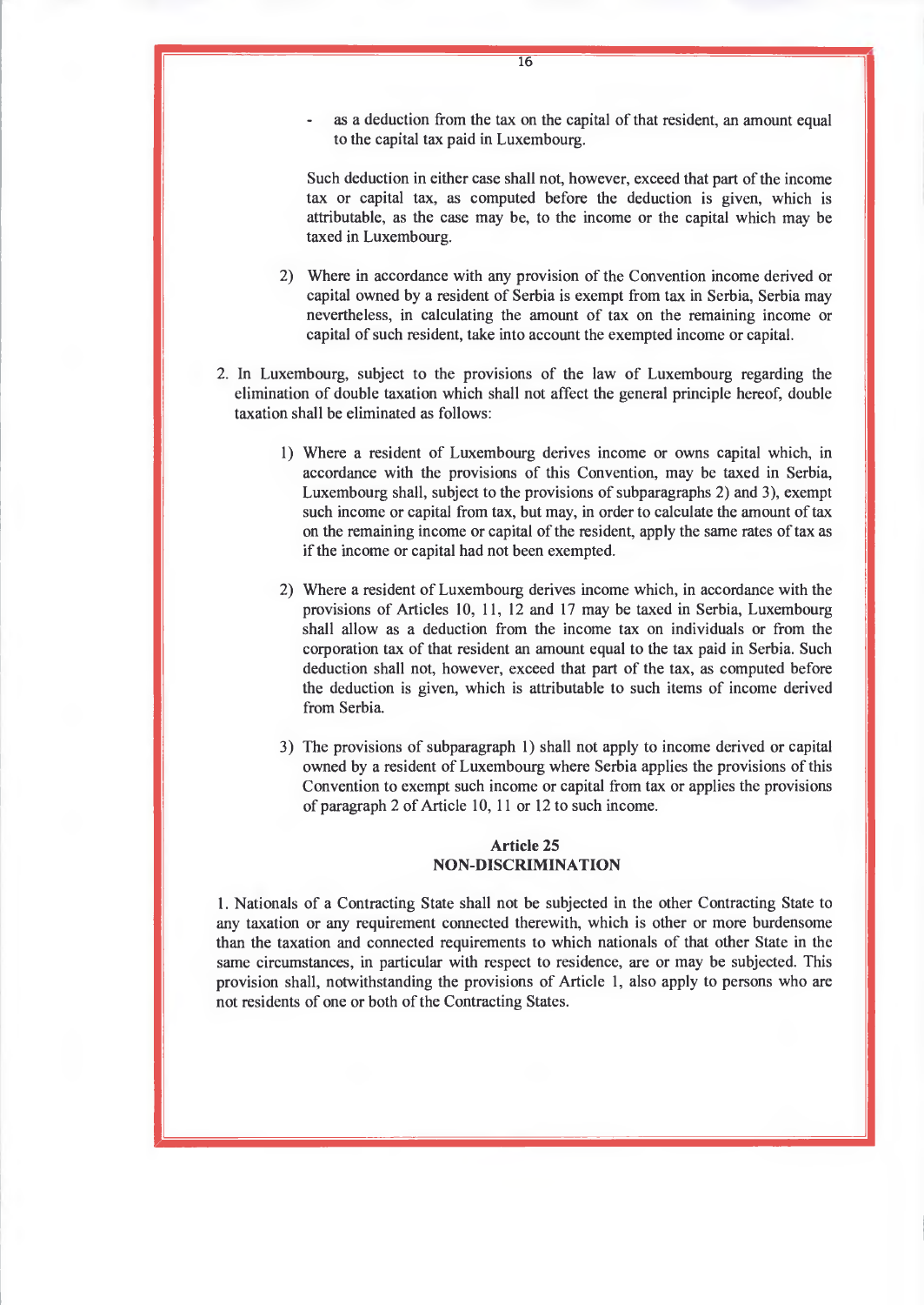- as a deduction from the tax on the capital of that resident, an amount equal to the capital tax paid in Luxembourg.

Such deduction in either case shall not, however, exceed that part of the income tax or capital tax, as computed before the deduction is given, which is attributable, as the case may be, to the income or the capital which may be taxed in Luxembourg.

2) Where in accordance with any provision of the Convention income derived or capital owned by a resident of Serbia is exempt from tax in Serbia, Serbia may nevertheless, in calculating the amount of tax on the remaining income or capital of such resident, take into account the exempted income or capital.

2. In Luxembourg, subject to the provisions of the law of Luxembourg regarding the elimination of double taxation which shall not affect the general principle hereof, double taxation shall be eliminated as follows:

1) Where a resident of Luxembourg derives income or owns capital which, in accordance with the provisions of this Convention, may be taxed in Serbia, Luxembourg shall, subject to the provisions of subparagraphs 2) and 3), exempt such income or capital from tax, but may, in order to calculate the amount of tax on the remaining income or capital of the resident, apply the same rates of tax as if the income or capital had not been exempted.

2) Where a resident of Luxembourg derives income which, in accordance with the provisions of Articles 10, 11, 12 and 17 may be taxed in Serbia, Luxembourg shall allow as a deduction from the income tax on individuals or from the corporation tax of that resident an amount equal to the tax paid in Serbia. Such deduction shall not, however, exceed that part of the tax, as computed before the deduction is given, which is attributable to such items of income derived from Serbia.

3) The provisions of subparagraph 1) shall not apply to income derived or capital owned by a resident of Luxembourg where Serbia applies the provisions of this Convention to exempt such income or capital from tax or applies the provisions of paragraph 2 of Article 10, 11 or 12 to such income.

## Article 25
## NON-DISCRIMINATION

1. Nationals of a Contracting State shall not be subjected in the other Contracting State to any taxation or any requirement connected therewith, which is other or more burdensome than the taxation and connected requirements to which nationals of that other State in the same circumstances, in particular with respect to residence, are or may be subjected. This provision shall, notwithstanding the provisions of Article 1, also apply to persons who are not residents of one or both of the Contracting States.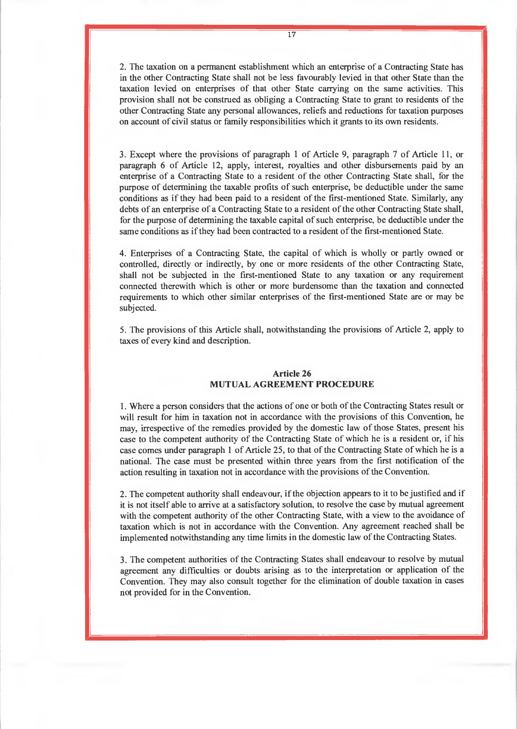2. The taxation on a permanent establishment which an enterprise of a Contracting State has in the other Contracting State shall not be less favourably levied in that other State than the taxation levied on enterprises of that other State carrying on the same activities. This provision shall not be construed as obliging a Contracting State to grant to residents of the other Contracting State any personal allowances, reliefs and reductions for taxation purposes on account of civil status or family responsibilities which it grants to its own residents.

3. Except where the provisions of paragraph 1 of Article 9, paragraph 7 of Article 11, or paragraph 6 of Article 12, apply, interest, royalties and other disbursements paid by an enterprise of a Contracting State to a resident of the other Contracting State shall, for the purpose of determining the taxable profits of such enterprise, be deductible under the same conditions as if they had been paid to a resident of the first-mentioned State. Similarly, any debts of an enterprise of a Contracting State to a resident of the other Contracting State shall, for the purpose of determining the taxable capital of such enterprise, be deductible under the same conditions as if they had been contracted to a resident of the first-mentioned State.

4. Enterprises of a Contracting State, the capital of which is wholly or partly owned or controlled, directly or indirectly, by one or more residents of the other Contracting State, shall not be subjected in the first-mentioned State to any taxation or any requirement connected therewith which is other or more burdensome than the taxation and connected requirements to which other similar enterprises of the first-mentioned State are or may be subjected.

5. The provisions of this Article shall, notwithstanding the provisions of Article 2, apply to taxes of every kind and description.

## Article 26
## MUTUAL AGREEMENT PROCEDURE

1. Where a person considers that the actions of one or both of the Contracting States result or will result for him in taxation not in accordance with the provisions of this Convention, he may, irrespective of the remedies provided by the domestic law of those States, present his case to the competent authority of the Contracting State of which he is a resident or, if his case comes under paragraph 1 of Article 25, to that of the Contracting State of which he is a national. The case must be presented within three years from the first notification of the action resulting in taxation not in accordance with the provisions of the Convention.

2. The competent authority shall endeavour, if the objection appears to it to be justified and if it is not itself able to arrive at a satisfactory solution, to resolve the case by mutual agreement with the competent authority of the other Contracting State, with a view to the avoidance of taxation which is not in accordance with the Convention. Any agreement reached shall be implemented notwithstanding any time limits in the domestic law of the Contracting States.

3. The competent authorities of the Contracting States shall endeavour to resolve by mutual agreement any difficulties or doubts arising as to the interpretation or application of the Convention. They may also consult together for the elimination of double taxation in cases not provided for in the Convention.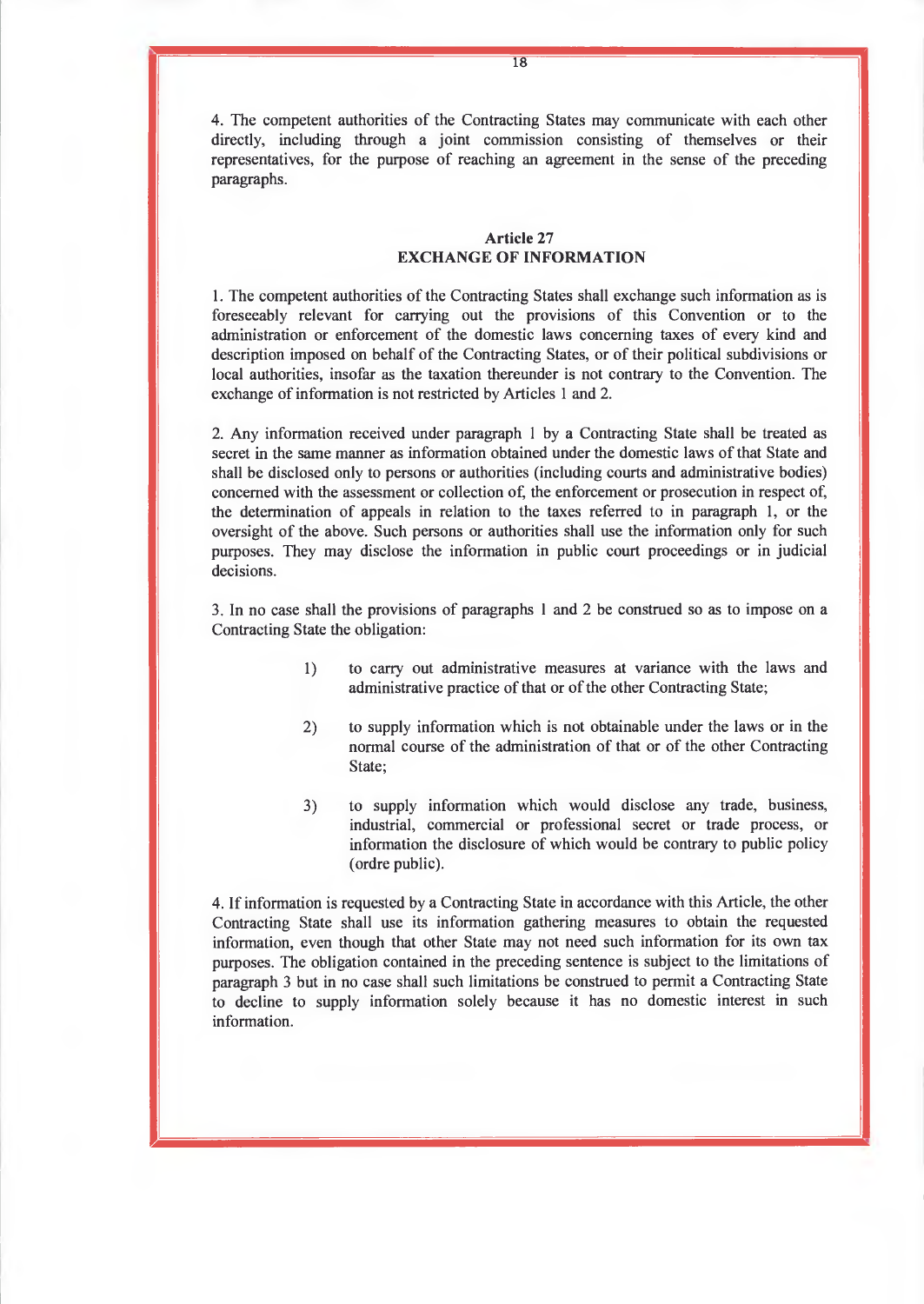4. The competent authorities of the Contracting States may communicate with each other directly, including through a joint commission consisting of themselves or their representatives, for the purpose of reaching an agreement in the sense of the preceding paragraphs.

### Article 27
### EXCHANGE OF INFORMATION

1. The competent authorities of the Contracting States shall exchange such information as is foreseeably relevant for carrying out the provisions of this Convention or to the administration or enforcement of the domestic laws concerning taxes of every kind and description imposed on behalf of the Contracting States, or of their political subdivisions or local authorities, insofar as the taxation thereunder is not contrary to the Convention. The exchange of information is not restricted by Articles 1 and 2.

2. Any information received under paragraph 1 by a Contracting State shall be treated as secret in the same manner as information obtained under the domestic laws of that State and shall be disclosed only to persons or authorities (including courts and administrative bodies) concerned with the assessment or collection of, the enforcement or prosecution in respect of, the determination of appeals in relation to the taxes referred to in paragraph 1, or the oversight of the above. Such persons or authorities shall use the information only for such purposes. They may disclose the information in public court proceedings or in judicial decisions.

3. In no case shall the provisions of paragraphs 1 and 2 be construed so as to impose on a Contracting State the obligation:

1) to carry out administrative measures at variance with the laws and administrative practice of that or of the other Contracting State;

2) to supply information which is not obtainable under the laws or in the normal course of the administration of that or of the other Contracting State;

3) to supply information which would disclose any trade, business, industrial, commercial or professional secret or trade process, or information the disclosure of which would be contrary to public policy (ordre public).

4. If information is requested by a Contracting State in accordance with this Article, the other Contracting State shall use its information gathering measures to obtain the requested information, even though that other State may not need such information for its own tax purposes. The obligation contained in the preceding sentence is subject to the limitations of paragraph 3 but in no case shall such limitations be construed to permit a Contracting State to decline to supply information solely because it has no domestic interest in such information.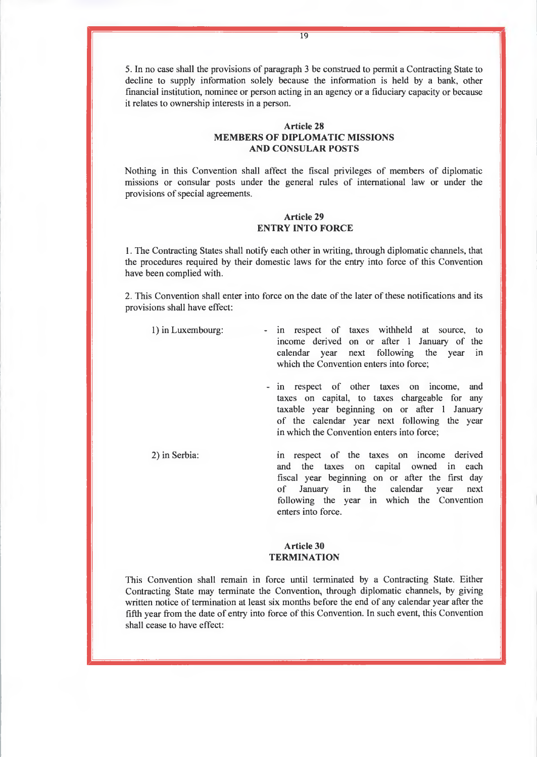5. In no case shall the provisions of paragraph 3 be construed to permit a Contracting State to decline to supply information solely because the information is held by a bank, other financial institution, nominee or person acting in an agency or a fiduciary capacity or because it relates to ownership interests in a person.

**Article 28**
**MEMBERS OF DIPLOMATIC MISSIONS AND CONSULAR POSTS**

Nothing in this Convention shall affect the fiscal privileges of members of diplomatic missions or consular posts under the general rules of international law or under the provisions of special agreements.

**Article 29**
**ENTRY INTO FORCE**

1. The Contracting States shall notify each other in writing, through diplomatic channels, that the procedures required by their domestic laws for the entry into force of this Convention have been complied with.

2. This Convention shall enter into force on the date of the later of these notifications and its provisions shall have effect:

1) in Luxembourg:

- in respect of taxes withheld at source, to income derived on or after 1 January of the calendar year next following the year in which the Convention enters into force;
- in respect of other taxes on income, and taxes on capital, to taxes chargeable for any taxable year beginning on or after 1 January of the calendar year next following the year in which the Convention enters into force;

2) in Serbia:

in respect of the taxes on income derived and the taxes on capital owned in each fiscal year beginning on or after the first day of January in the calendar year next following the year in which the Convention enters into force.

**Article 30**
**TERMINATION**

This Convention shall remain in force until terminated by a Contracting State. Either Contracting State may terminate the Convention, through diplomatic channels, by giving written notice of termination at least six months before the end of any calendar year after the fifth year from the date of entry into force of this Convention. In such event, this Convention shall cease to have effect: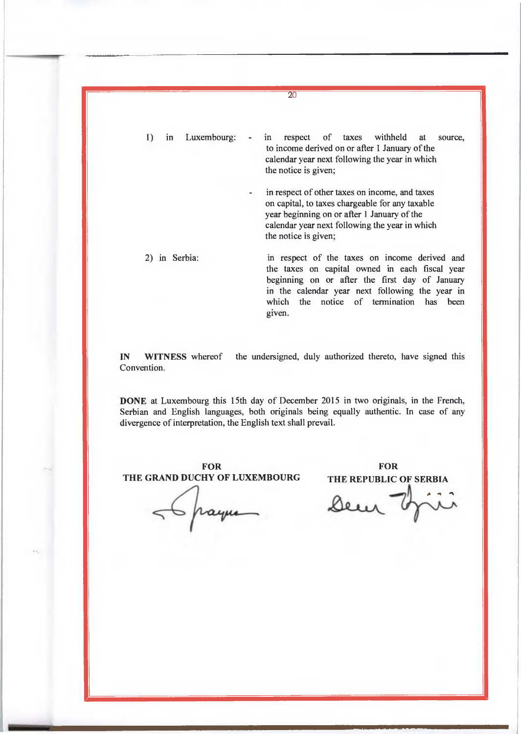1) in Luxembourg:

- in respect of taxes withheld at source, to income derived on or after 1 January of the calendar year next following the year in which the notice is given;
- in respect of other taxes on income, and taxes on capital, to taxes chargeable for any taxable year beginning on or after 1 January of the calendar year next following the year in which the notice is given;

2) in Serbia:

in respect of the taxes on income derived and the taxes on capital owned in each fiscal year beginning on or after the first day of January in the calendar year next following the year in which the notice of termination has been given.

**IN WITNESS** whereof the undersigned, duly authorized thereto, have signed this Convention.

**DONE** at Luxembourg this 15th day of December 2015 in two originals, in the French, Serbian and English languages, both originals being equally authentic. In case of any divergence of interpretation, the English text shall prevail.

| **FOR THE GRAND DUCHY OF LUXEMBOURG** | **FOR THE REPUBLIC OF SERBIA** |
| --- | --- |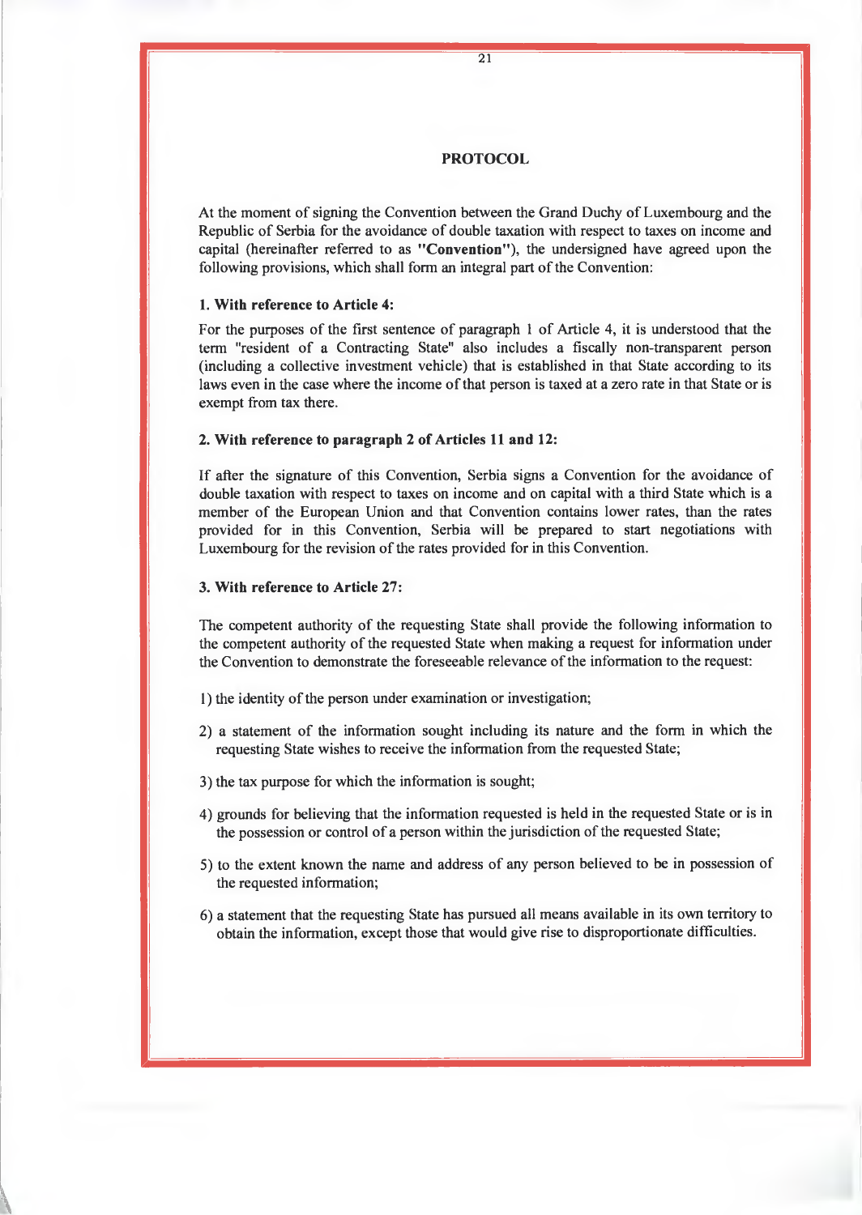## PROTOCOL

At the moment of signing the Convention between the Grand Duchy of Luxembourg and the Republic of Serbia for the avoidance of double taxation with respect to taxes on income and capital (hereinafter referred to as **"Convention"**), the undersigned have agreed upon the following provisions, which shall form an integral part of the Convention:

**1. With reference to Article 4:**

For the purposes of the first sentence of paragraph 1 of Article 4, it is understood that the term "resident of a Contracting State" also includes a fiscally non-transparent person (including a collective investment vehicle) that is established in that State according to its laws even in the case where the income of that person is taxed at a zero rate in that State or is exempt from tax there.

**2. With reference to paragraph 2 of Articles 11 and 12:**

If after the signature of this Convention, Serbia signs a Convention for the avoidance of double taxation with respect to taxes on income and on capital with a third State which is a member of the European Union and that Convention contains lower rates, than the rates provided for in this Convention, Serbia will be prepared to start negotiations with Luxembourg for the revision of the rates provided for in this Convention.

**3. With reference to Article 27:**

The competent authority of the requesting State shall provide the following information to the competent authority of the requested State when making a request for information under the Convention to demonstrate the foreseeable relevance of the information to the request:

1) the identity of the person under examination or investigation;

2) a statement of the information sought including its nature and the form in which the requesting State wishes to receive the information from the requested State;

3) the tax purpose for which the information is sought;

4) grounds for believing that the information requested is held in the requested State or is in the possession or control of a person within the jurisdiction of the requested State;

5) to the extent known the name and address of any person believed to be in possession of the requested information;

6) a statement that the requesting State has pursued all means available in its own territory to obtain the information, except those that would give rise to disproportionate difficulties.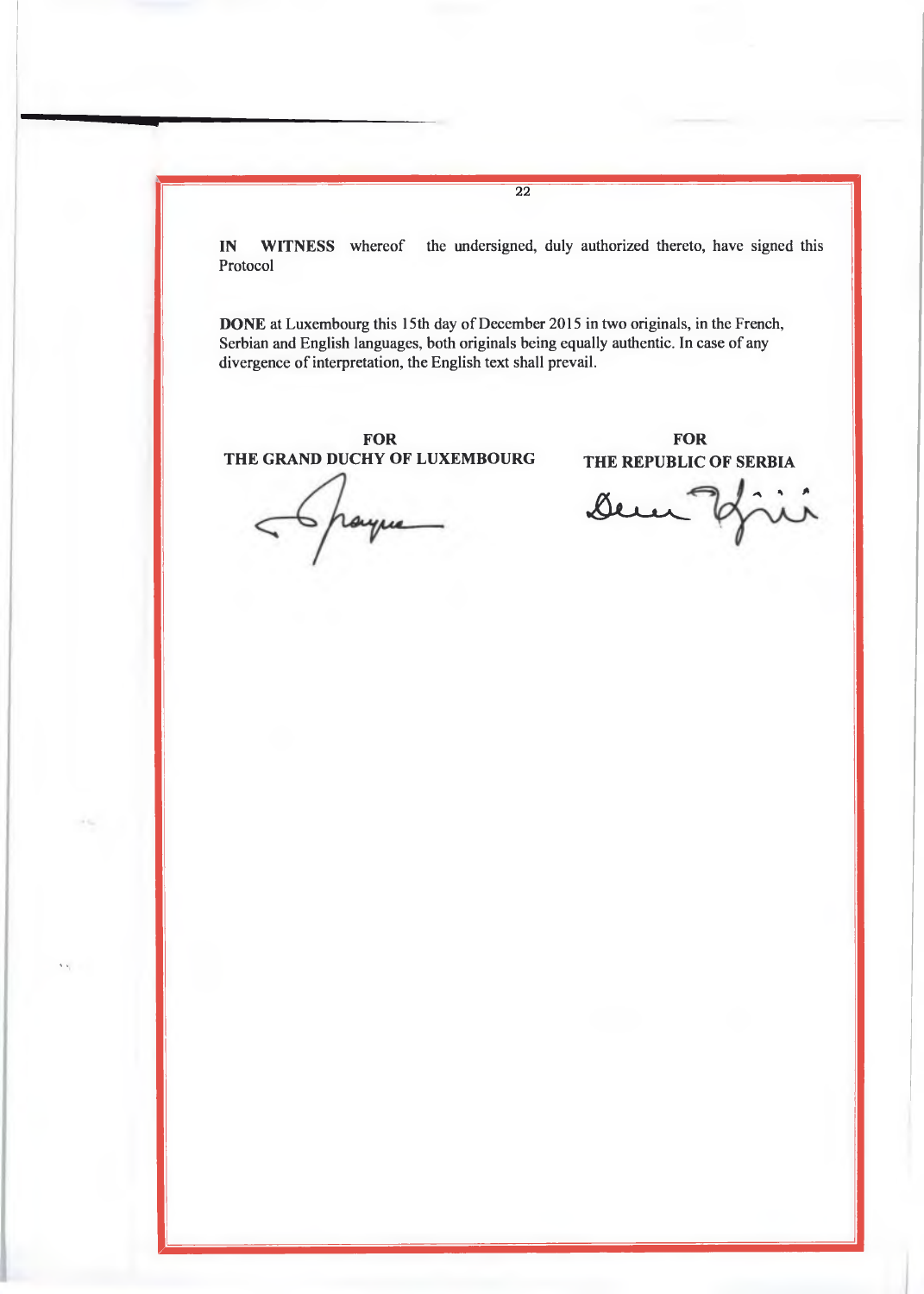**IN WITNESS** whereof the undersigned, duly authorized thereto, have signed this Protocol

**DONE** at Luxembourg this 15th day of December 2015 in two originals, in the French, Serbian and English languages, both originals being equally authentic. In case of any divergence of interpretation, the English text shall prevail.

| | |
|---|---|
| **FOR** | **FOR** |
| **THE GRAND DUCHY OF LUXEMBOURG** | **THE REPUBLIC OF SERBIA** |